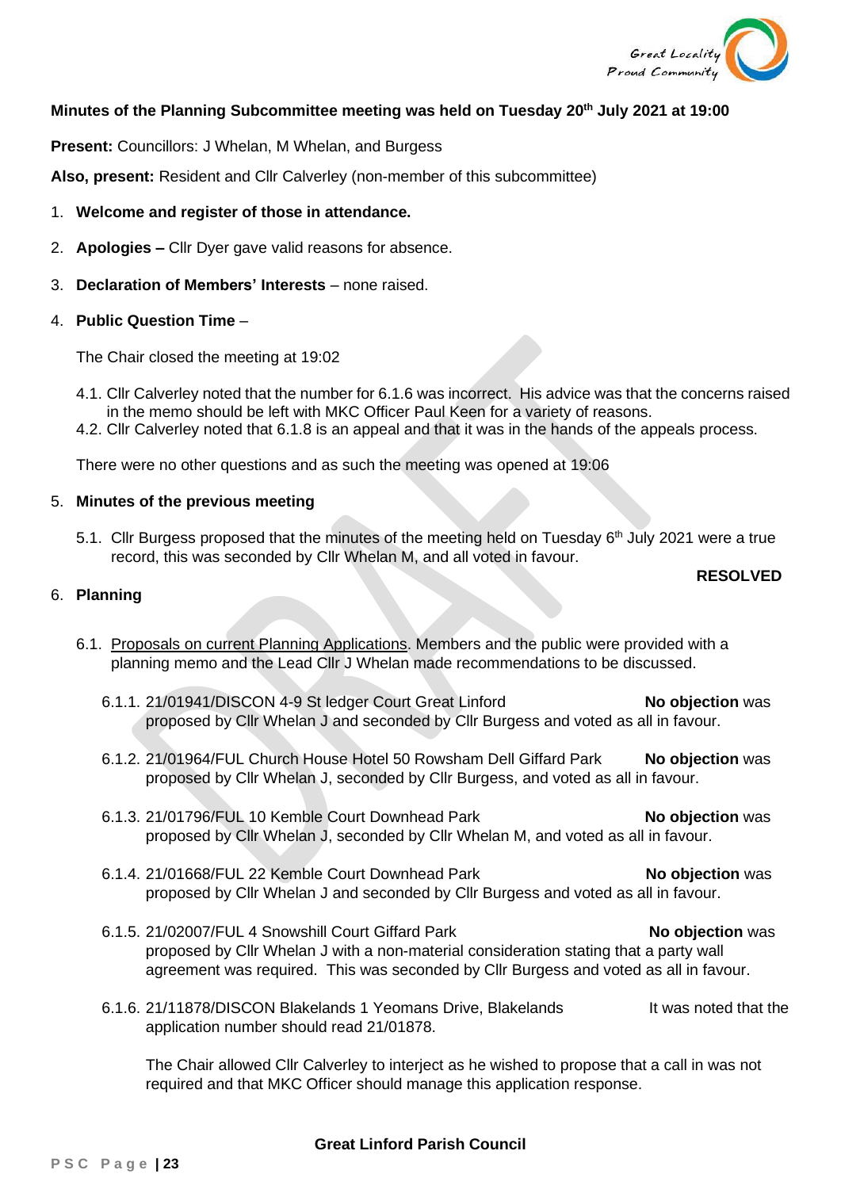**Minutes of the Planning Subcommittee meeting was held on Tuesday 20th July 2021 at 19:00**

**Present:** Councillors: J Whelan, M Whelan, and Burgess

**Also, present:** Resident and Cllr Calverley (non-member of this subcommittee)

1. **Welcome and register of those in attendance.**
2. **Apologies –** Cllr Dyer gave valid reasons for absence.
3. **Declaration of Members' Interests** – none raised.
4. **Public Question Time** –

   The Chair closed the meeting at 19:02

   4.1. Cllr Calverley noted that the number for 6.1.6 was incorrect. His advice was that the concerns raised in the memo should be left with MKC Officer Paul Keen for a variety of reasons.
   4.2. Cllr Calverley noted that 6.1.8 is an appeal and that it was in the hands of the appeals process.

   There were no other questions and as such the meeting was opened at 19:06

5. **Minutes of the previous meeting**

   5.1. Cllr Burgess proposed that the minutes of the meeting held on Tuesday 6th July 2021 were a true record, this was seconded by Cllr Whelan M, and all voted in favour.

   **RESOLVED**

6. **Planning**

   6.1. Proposals on current Planning Applications. Members and the public were provided with a planning memo and the Lead Cllr J Whelan made recommendations to be discussed.

   6.1.1. 21/01941/DISCON 4-9 St ledger Court Great Linford **No objection** was proposed by Cllr Whelan J and seconded by Cllr Burgess and voted as all in favour.

   6.1.2. 21/01964/FUL Church House Hotel 50 Rowsham Dell Giffard Park **No objection** was proposed by Cllr Whelan J, seconded by Cllr Burgess, and voted as all in favour.

   6.1.3. 21/01796/FUL 10 Kemble Court Downhead Park **No objection** was proposed by Cllr Whelan J, seconded by Cllr Whelan M, and voted as all in favour.

   6.1.4. 21/01668/FUL 22 Kemble Court Downhead Park **No objection** was proposed by Cllr Whelan J and seconded by Cllr Burgess and voted as all in favour.

   6.1.5. 21/02007/FUL 4 Snowshill Court Giffard Park **No objection** was proposed by Cllr Whelan J with a non-material consideration stating that a party wall agreement was required. This was seconded by Cllr Burgess and voted as all in favour.

   6.1.6. 21/11878/DISCON Blakelands 1 Yeomans Drive, Blakelands It was noted that the application number should read 21/01878.

   The Chair allowed Cllr Calverley to interject as he wished to propose that a call in was not required and that MKC Officer should manage this application response.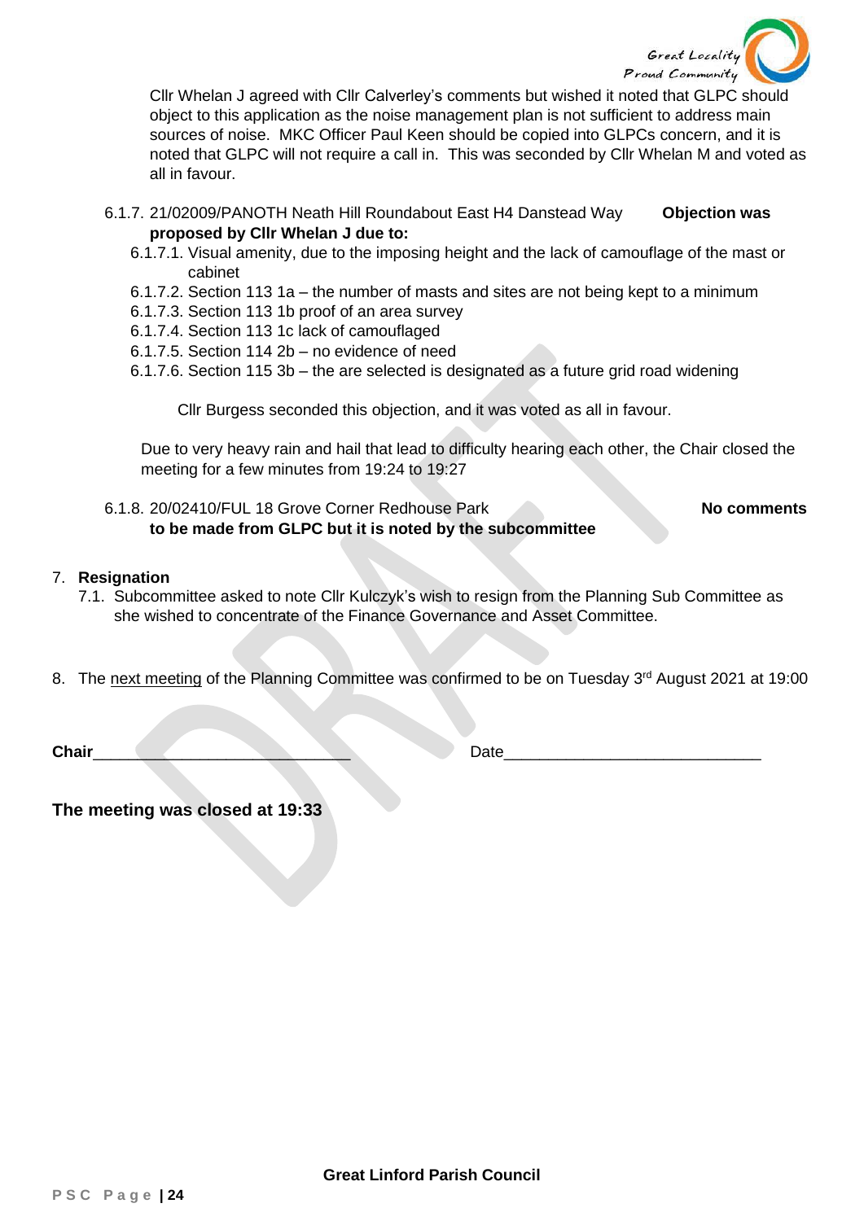Cllr Whelan J agreed with Cllr Calverley's comments but wished it noted that GLPC should object to this application as the noise management plan is not sufficient to address main sources of noise. MKC Officer Paul Keen should be copied into GLPCs concern, and it is noted that GLPC will not require a call in. This was seconded by Cllr Whelan M and voted as all in favour.

6.1.7. 21/02009/PANOTH Neath Hill Roundabout East H4 Danstead Way **Objection was proposed by Cllr Whelan J due to:**

- 6.1.7.1. Visual amenity, due to the imposing height and the lack of camouflage of the mast or cabinet
- 6.1.7.2. Section 113 1a – the number of masts and sites are not being kept to a minimum
- 6.1.7.3. Section 113 1b proof of an area survey
- 6.1.7.4. Section 113 1c lack of camouflaged
- 6.1.7.5. Section 114 2b – no evidence of need
- 6.1.7.6. Section 115 3b – the are selected is designated as a future grid road widening

Cllr Burgess seconded this objection, and it was voted as all in favour.

Due to very heavy rain and hail that lead to difficulty hearing each other, the Chair closed the meeting for a few minutes from 19:24 to 19:27

6.1.8. 20/02410/FUL 18 Grove Corner Redhouse Park **No comments to be made from GLPC but it is noted by the subcommittee**

7. **Resignation**
   - 7.1. Subcommittee asked to note Cllr Kulczyk's wish to resign from the Planning Sub Committee as she wished to concentrate of the Finance Governance and Asset Committee.

8. The next meeting of the Planning Committee was confirmed to be on Tuesday 3rd August 2021 at 19:00

**Chair**______________________________ Date______________________________

**The meeting was closed at 19:33**